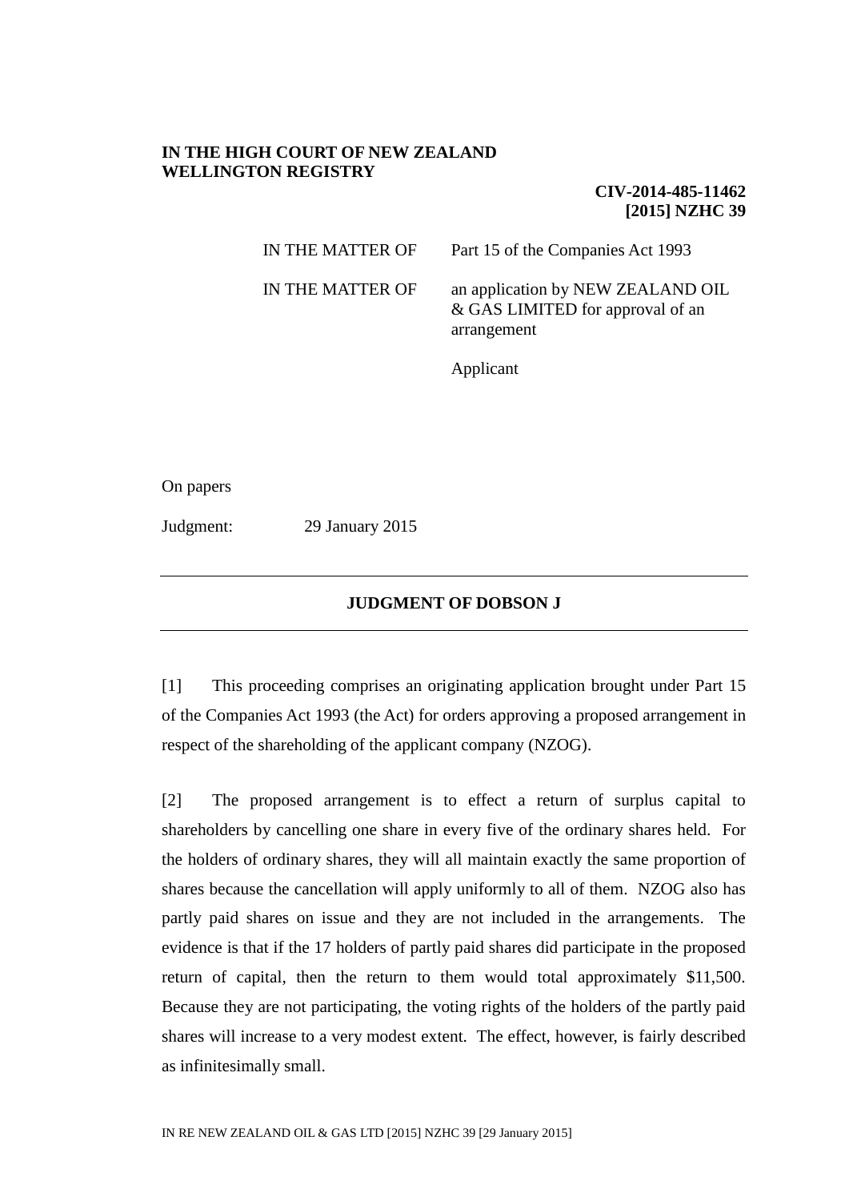**IN THE HIGH COURT OF NEW ZEALAND**
**WELLINGTON REGISTRY**

**CIV-2014-485-11462**
**[2015] NZHC 39**

| | |
|---|---|
| IN THE MATTER OF | Part 15 of the Companies Act 1993 |
| IN THE MATTER OF | an application by NEW ZEALAND OIL & GAS LIMITED for approval of an arrangement |
| | Applicant |

On papers

Judgment: 29 January 2015

## JUDGMENT OF DOBSON J

[1] This proceeding comprises an originating application brought under Part 15 of the Companies Act 1993 (the Act) for orders approving a proposed arrangement in respect of the shareholding of the applicant company (NZOG).

[2] The proposed arrangement is to effect a return of surplus capital to shareholders by cancelling one share in every five of the ordinary shares held. For the holders of ordinary shares, they will all maintain exactly the same proportion of shares because the cancellation will apply uniformly to all of them. NZOG also has partly paid shares on issue and they are not included in the arrangements. The evidence is that if the 17 holders of partly paid shares did participate in the proposed return of capital, then the return to them would total approximately $11,500. Because they are not participating, the voting rights of the holders of the partly paid shares will increase to a very modest extent. The effect, however, is fairly described as infinitesimally small.

IN RE NEW ZEALAND OIL & GAS LTD [2015] NZHC 39 [29 January 2015]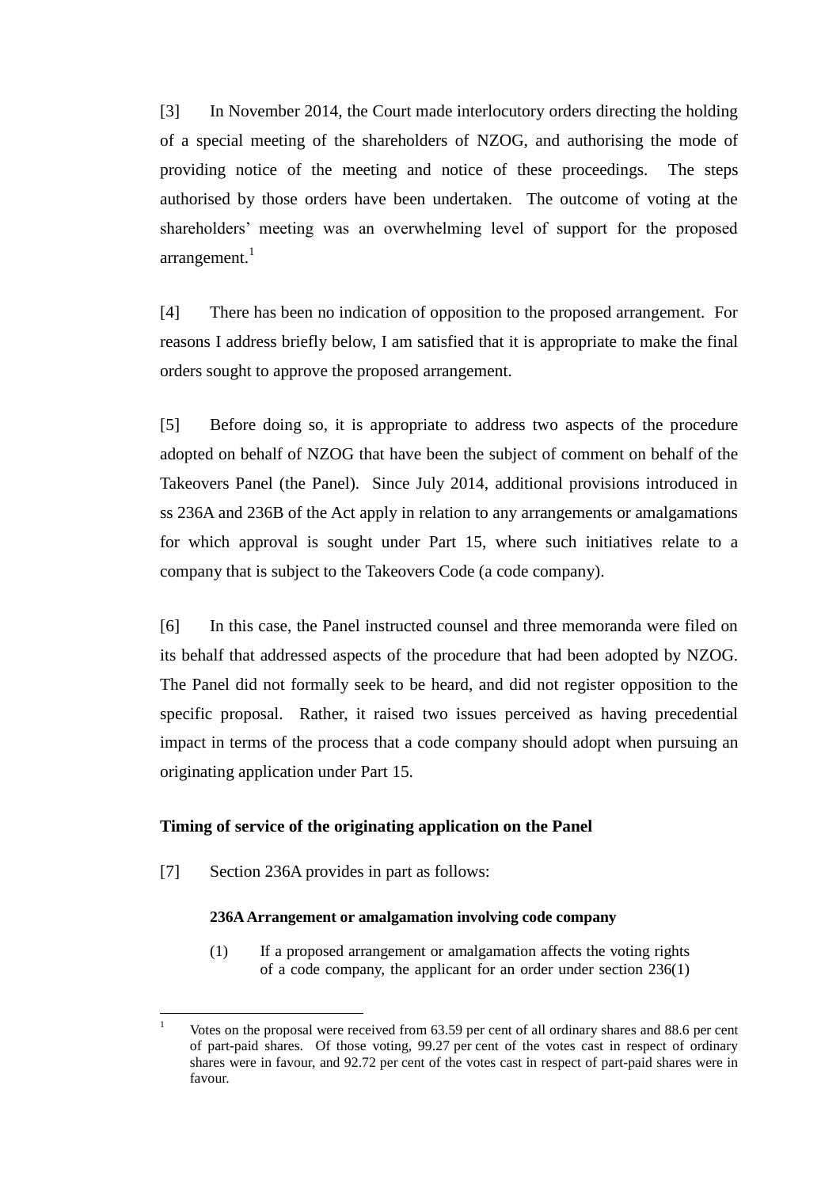[3] In November 2014, the Court made interlocutory orders directing the holding of a special meeting of the shareholders of NZOG, and authorising the mode of providing notice of the meeting and notice of these proceedings. The steps authorised by those orders have been undertaken. The outcome of voting at the shareholders' meeting was an overwhelming level of support for the proposed arrangement.[1]

[4] There has been no indication of opposition to the proposed arrangement. For reasons I address briefly below, I am satisfied that it is appropriate to make the final orders sought to approve the proposed arrangement.

[5] Before doing so, it is appropriate to address two aspects of the procedure adopted on behalf of NZOG that have been the subject of comment on behalf of the Takeovers Panel (the Panel). Since July 2014, additional provisions introduced in ss 236A and 236B of the Act apply in relation to any arrangements or amalgamations for which approval is sought under Part 15, where such initiatives relate to a company that is subject to the Takeovers Code (a code company).

[6] In this case, the Panel instructed counsel and three memoranda were filed on its behalf that addressed aspects of the procedure that had been adopted by NZOG. The Panel did not formally seek to be heard, and did not register opposition to the specific proposal. Rather, it raised two issues perceived as having precedential impact in terms of the process that a code company should adopt when pursuing an originating application under Part 15.

**Timing of service of the originating application on the Panel**

[7] Section 236A provides in part as follows:

> **236A Arrangement or amalgamation involving code company**
>
> (1) If a proposed arrangement or amalgamation affects the voting rights of a code company, the applicant for an order under section 236(1)

---

[1] Votes on the proposal were received from 63.59 per cent of all ordinary shares and 88.6 per cent of part-paid shares. Of those voting, 99.27 per cent of the votes cast in respect of ordinary shares were in favour, and 92.72 per cent of the votes cast in respect of part-paid shares were in favour.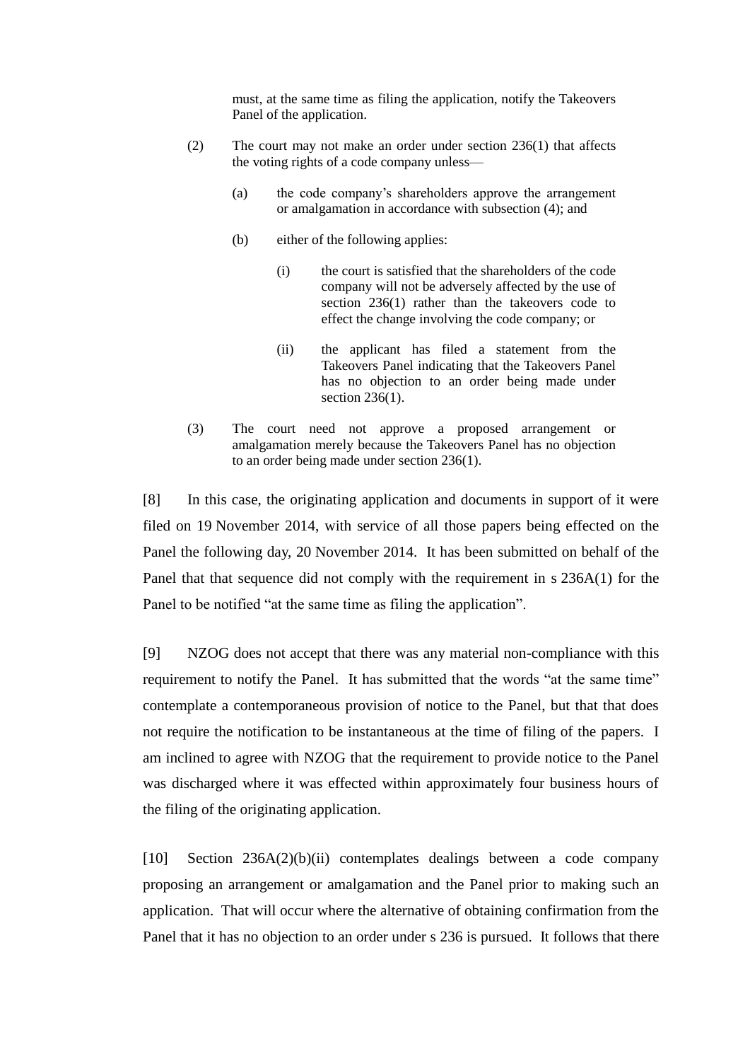> must, at the same time as filing the application, notify the Takeovers Panel of the application.
>
> (2) The court may not make an order under section 236(1) that affects the voting rights of a code company unless—
>
> > (a) the code company's shareholders approve the arrangement or amalgamation in accordance with subsection (4); and
> >
> > (b) either of the following applies:
> >
> > > (i) the court is satisfied that the shareholders of the code company will not be adversely affected by the use of section 236(1) rather than the takeovers code to effect the change involving the code company; or
> > >
> > > (ii) the applicant has filed a statement from the Takeovers Panel indicating that the Takeovers Panel has no objection to an order being made under section 236(1).
>
> (3) The court need not approve a proposed arrangement or amalgamation merely because the Takeovers Panel has no objection to an order being made under section 236(1).

[8] In this case, the originating application and documents in support of it were filed on 19 November 2014, with service of all those papers being effected on the Panel the following day, 20 November 2014. It has been submitted on behalf of the Panel that that sequence did not comply with the requirement in s 236A(1) for the Panel to be notified "at the same time as filing the application".

[9] NZOG does not accept that there was any material non-compliance with this requirement to notify the Panel. It has submitted that the words "at the same time" contemplate a contemporaneous provision of notice to the Panel, but that that does not require the notification to be instantaneous at the time of filing of the papers. I am inclined to agree with NZOG that the requirement to provide notice to the Panel was discharged where it was effected within approximately four business hours of the filing of the originating application.

[10] Section 236A(2)(b)(ii) contemplates dealings between a code company proposing an arrangement or amalgamation and the Panel prior to making such an application. That will occur where the alternative of obtaining confirmation from the Panel that it has no objection to an order under s 236 is pursued. It follows that there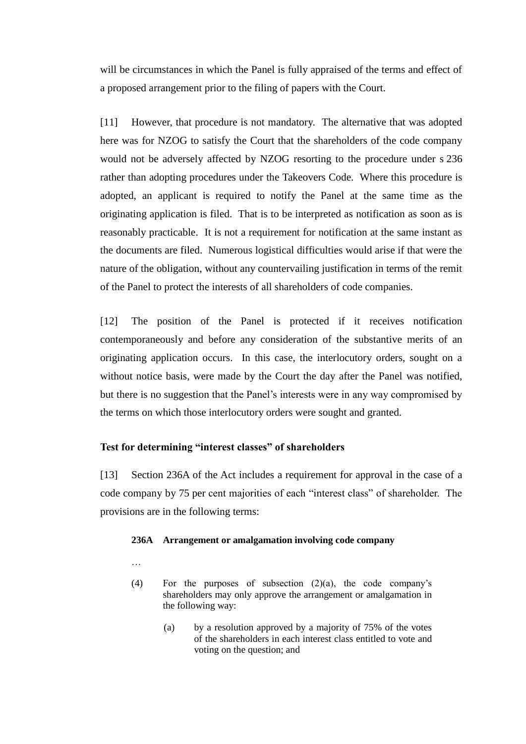will be circumstances in which the Panel is fully appraised of the terms and effect of a proposed arrangement prior to the filing of papers with the Court.

[11] However, that procedure is not mandatory. The alternative that was adopted here was for NZOG to satisfy the Court that the shareholders of the code company would not be adversely affected by NZOG resorting to the procedure under s 236 rather than adopting procedures under the Takeovers Code. Where this procedure is adopted, an applicant is required to notify the Panel at the same time as the originating application is filed. That is to be interpreted as notification as soon as is reasonably practicable. It is not a requirement for notification at the same instant as the documents are filed. Numerous logistical difficulties would arise if that were the nature of the obligation, without any countervailing justification in terms of the remit of the Panel to protect the interests of all shareholders of code companies.

[12] The position of the Panel is protected if it receives notification contemporaneously and before any consideration of the substantive merits of an originating application occurs. In this case, the interlocutory orders, sought on a without notice basis, were made by the Court the day after the Panel was notified, but there is no suggestion that the Panel's interests were in any way compromised by the terms on which those interlocutory orders were sought and granted.

### Test for determining "interest classes" of shareholders

[13] Section 236A of the Act includes a requirement for approval in the case of a code company by 75 per cent majorities of each "interest class" of shareholder. The provisions are in the following terms:

> **236A Arrangement or amalgamation involving code company**
>
> …
>
> (4) For the purposes of subsection (2)(a), the code company's shareholders may only approve the arrangement or amalgamation in the following way:
>
> (a) by a resolution approved by a majority of 75% of the votes of the shareholders in each interest class entitled to vote and voting on the question; and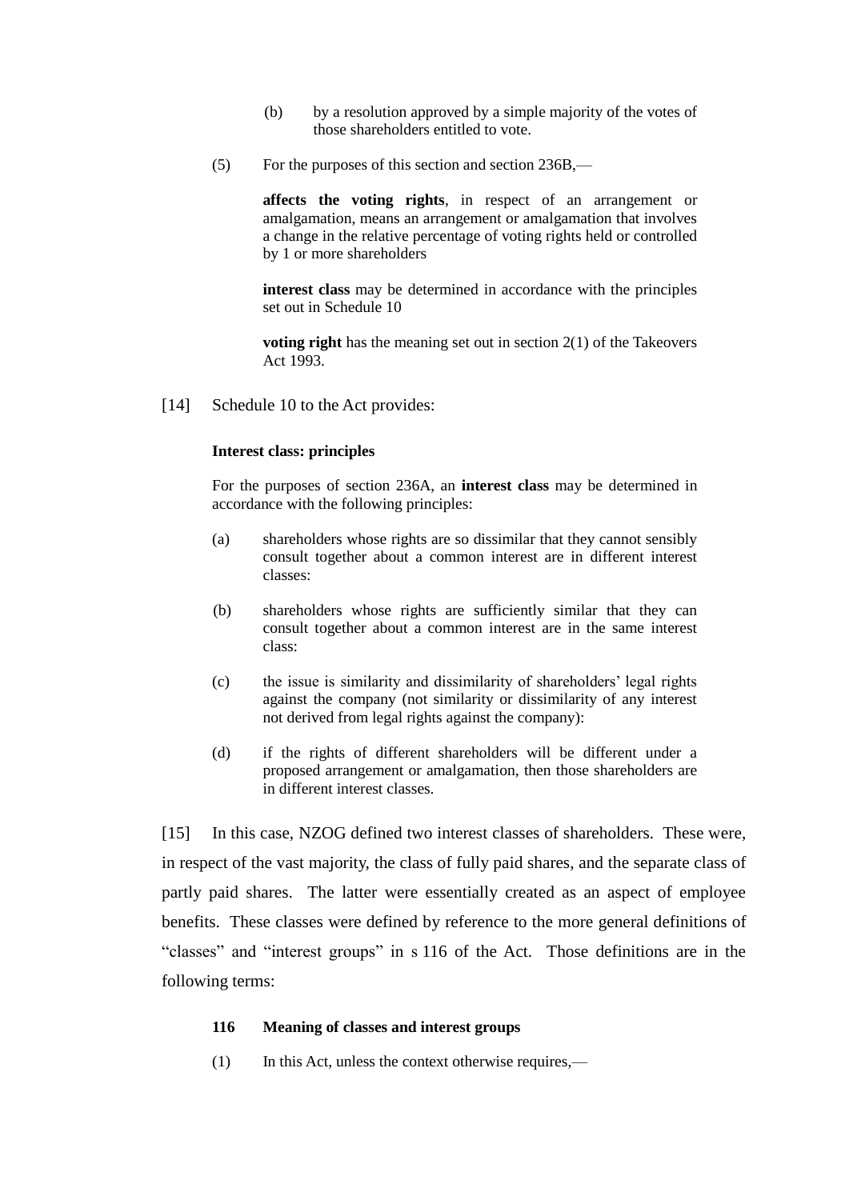> (b) by a resolution approved by a simple majority of the votes of those shareholders entitled to vote.
>
> (5) For the purposes of this section and section 236B,—
>
> **affects the voting rights**, in respect of an arrangement or amalgamation, means an arrangement or amalgamation that involves a change in the relative percentage of voting rights held or controlled by 1 or more shareholders
>
> **interest class** may be determined in accordance with the principles set out in Schedule 10
>
> **voting right** has the meaning set out in section 2(1) of the Takeovers Act 1993.

[14] Schedule 10 to the Act provides:

> **Interest class: principles**
>
> For the purposes of section 236A, an **interest class** may be determined in accordance with the following principles:
>
> (a) shareholders whose rights are so dissimilar that they cannot sensibly consult together about a common interest are in different interest classes:
>
> (b) shareholders whose rights are sufficiently similar that they can consult together about a common interest are in the same interest class:
>
> (c) the issue is similarity and dissimilarity of shareholders' legal rights against the company (not similarity or dissimilarity of any interest not derived from legal rights against the company):
>
> (d) if the rights of different shareholders will be different under a proposed arrangement or amalgamation, then those shareholders are in different interest classes.

[15] In this case, NZOG defined two interest classes of shareholders. These were, in respect of the vast majority, the class of fully paid shares, and the separate class of partly paid shares. The latter were essentially created as an aspect of employee benefits. These classes were defined by reference to the more general definitions of "classes" and "interest groups" in s 116 of the Act. Those definitions are in the following terms:

> **116 Meaning of classes and interest groups**
>
> (1) In this Act, unless the context otherwise requires,—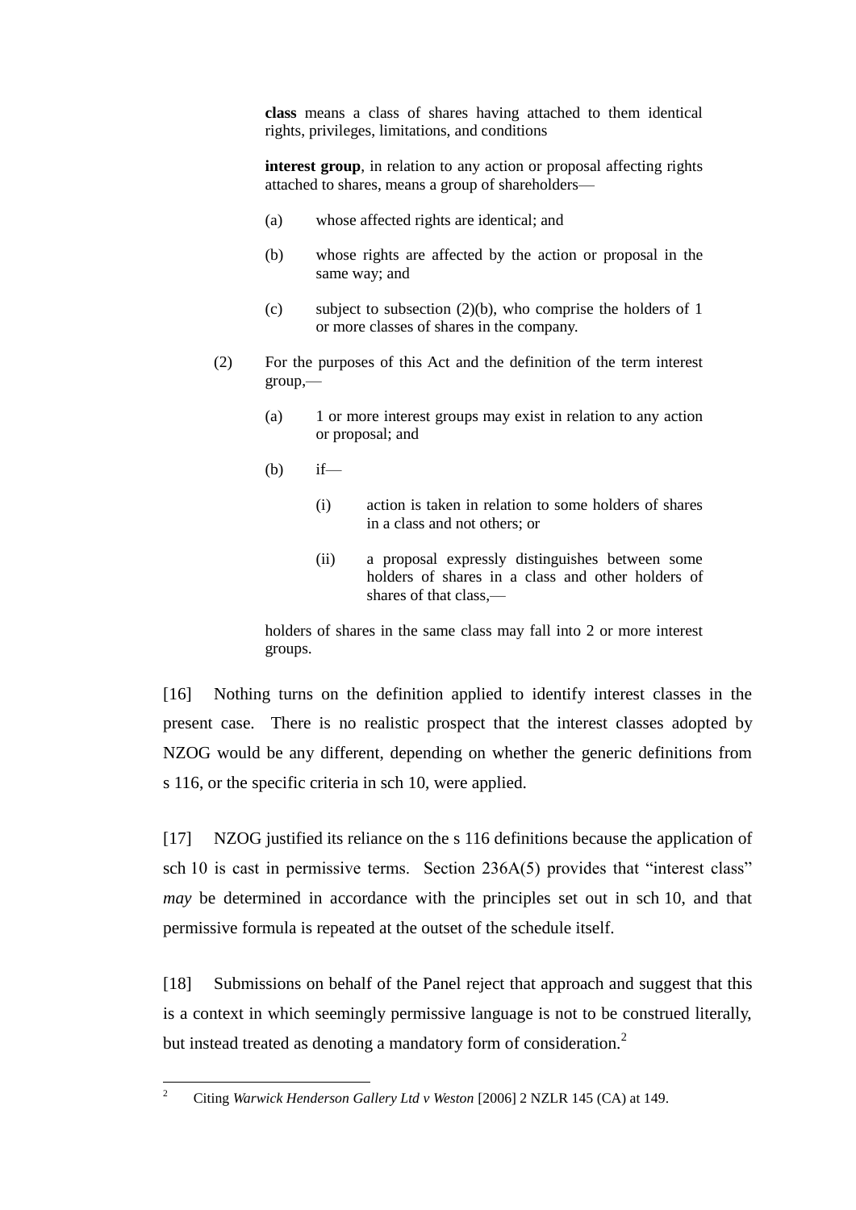**class** means a class of shares having attached to them identical rights, privileges, limitations, and conditions

**interest group**, in relation to any action or proposal affecting rights attached to shares, means a group of shareholders—

(a) whose affected rights are identical; and

(b) whose rights are affected by the action or proposal in the same way; and

(c) subject to subsection (2)(b), who comprise the holders of 1 or more classes of shares in the company.

(2) For the purposes of this Act and the definition of the term interest group,—

(a) 1 or more interest groups may exist in relation to any action or proposal; and

(b) if—

(i) action is taken in relation to some holders of shares in a class and not others; or

(ii) a proposal expressly distinguishes between some holders of shares in a class and other holders of shares of that class,—

holders of shares in the same class may fall into 2 or more interest groups.

[16] Nothing turns on the definition applied to identify interest classes in the present case. There is no realistic prospect that the interest classes adopted by NZOG would be any different, depending on whether the generic definitions from s 116, or the specific criteria in sch 10, were applied.

[17] NZOG justified its reliance on the s 116 definitions because the application of sch 10 is cast in permissive terms. Section 236A(5) provides that "interest class" *may* be determined in accordance with the principles set out in sch 10, and that permissive formula is repeated at the outset of the schedule itself.

[18] Submissions on behalf of the Panel reject that approach and suggest that this is a context in which seemingly permissive language is not to be construed literally, but instead treated as denoting a mandatory form of consideration.[2]

[2] Citing *Warwick Henderson Gallery Ltd v Weston* [2006] 2 NZLR 145 (CA) at 149.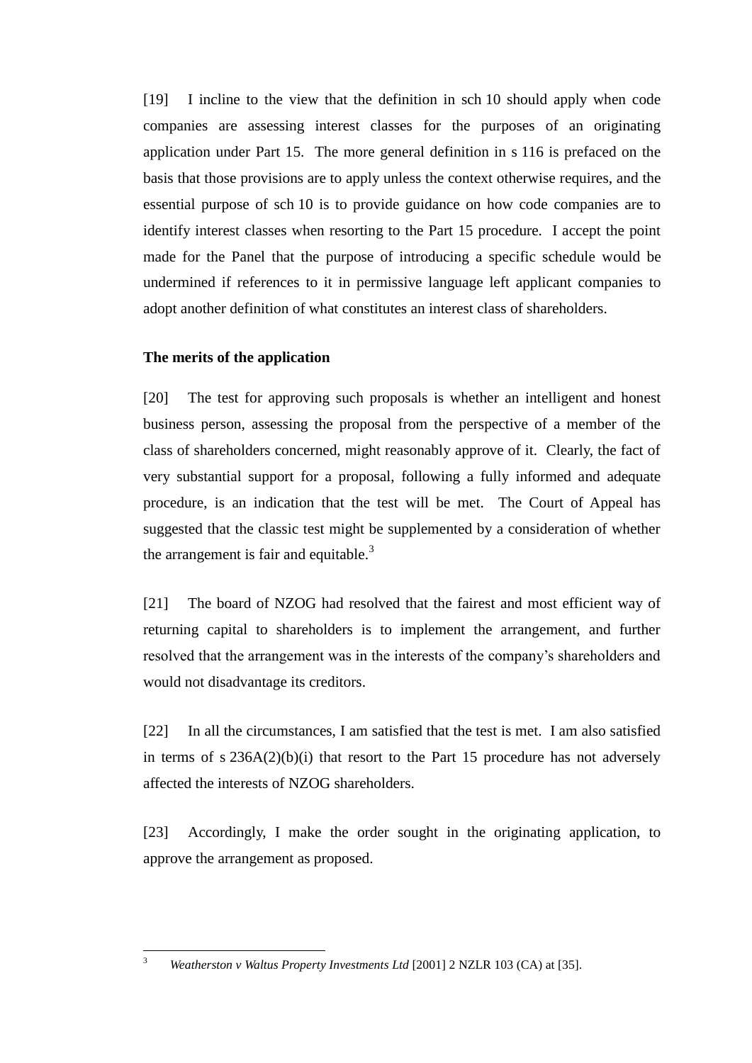[19] I incline to the view that the definition in sch 10 should apply when code companies are assessing interest classes for the purposes of an originating application under Part 15. The more general definition in s 116 is prefaced on the basis that those provisions are to apply unless the context otherwise requires, and the essential purpose of sch 10 is to provide guidance on how code companies are to identify interest classes when resorting to the Part 15 procedure. I accept the point made for the Panel that the purpose of introducing a specific schedule would be undermined if references to it in permissive language left applicant companies to adopt another definition of what constitutes an interest class of shareholders.

**The merits of the application**

[20] The test for approving such proposals is whether an intelligent and honest business person, assessing the proposal from the perspective of a member of the class of shareholders concerned, might reasonably approve of it. Clearly, the fact of very substantial support for a proposal, following a fully informed and adequate procedure, is an indication that the test will be met. The Court of Appeal has suggested that the classic test might be supplemented by a consideration of whether the arrangement is fair and equitable.[3]

[21] The board of NZOG had resolved that the fairest and most efficient way of returning capital to shareholders is to implement the arrangement, and further resolved that the arrangement was in the interests of the company's shareholders and would not disadvantage its creditors.

[22] In all the circumstances, I am satisfied that the test is met. I am also satisfied in terms of s 236A(2)(b)(i) that resort to the Part 15 procedure has not adversely affected the interests of NZOG shareholders.

[23] Accordingly, I make the order sought in the originating application, to approve the arrangement as proposed.

---

[3] *Weatherston v Waltus Property Investments Ltd* [2001] 2 NZLR 103 (CA) at [35].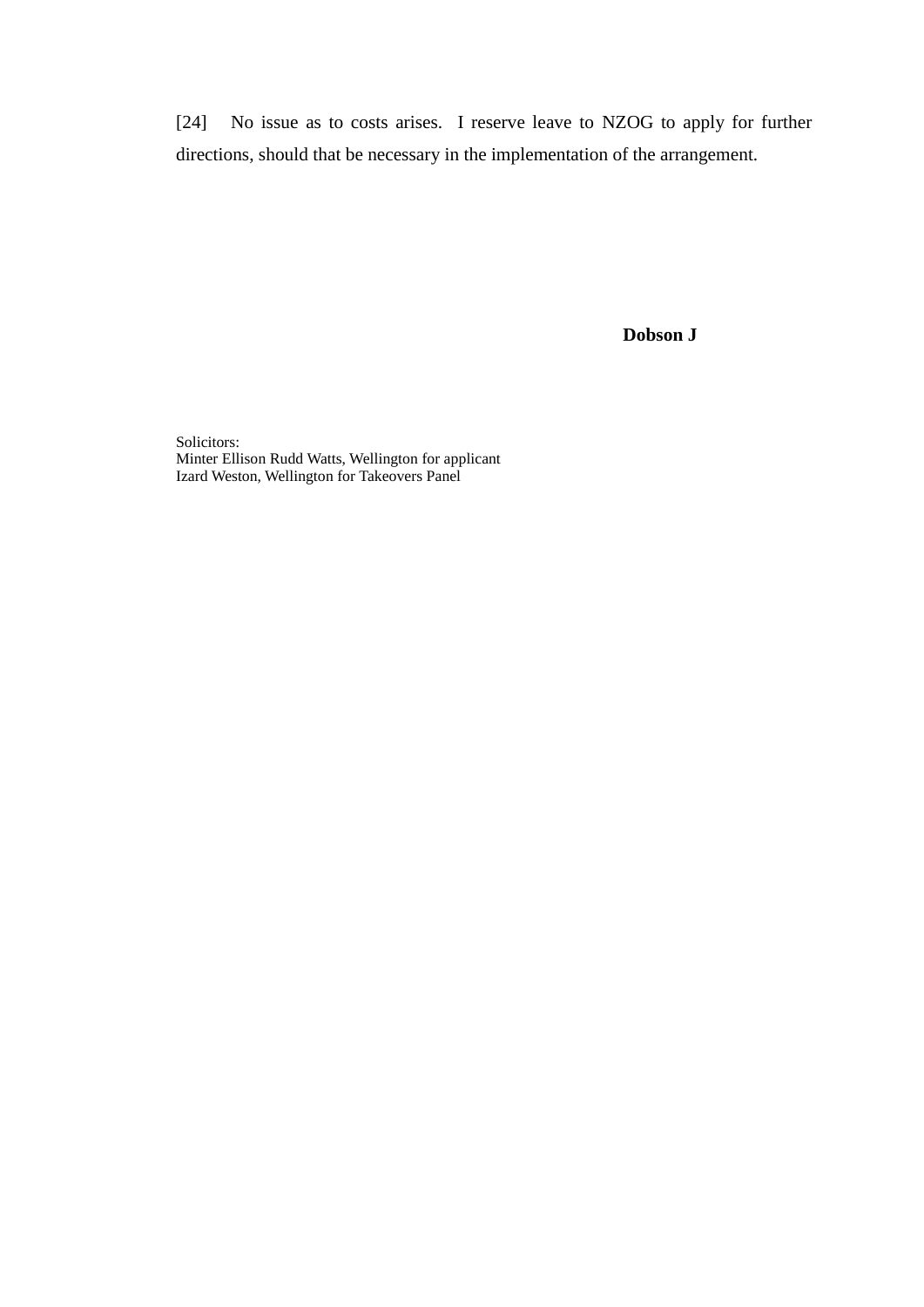[24] No issue as to costs arises. I reserve leave to NZOG to apply for further directions, should that be necessary in the implementation of the arrangement.

**Dobson J**

Solicitors:
Minter Ellison Rudd Watts, Wellington for applicant
Izard Weston, Wellington for Takeovers Panel